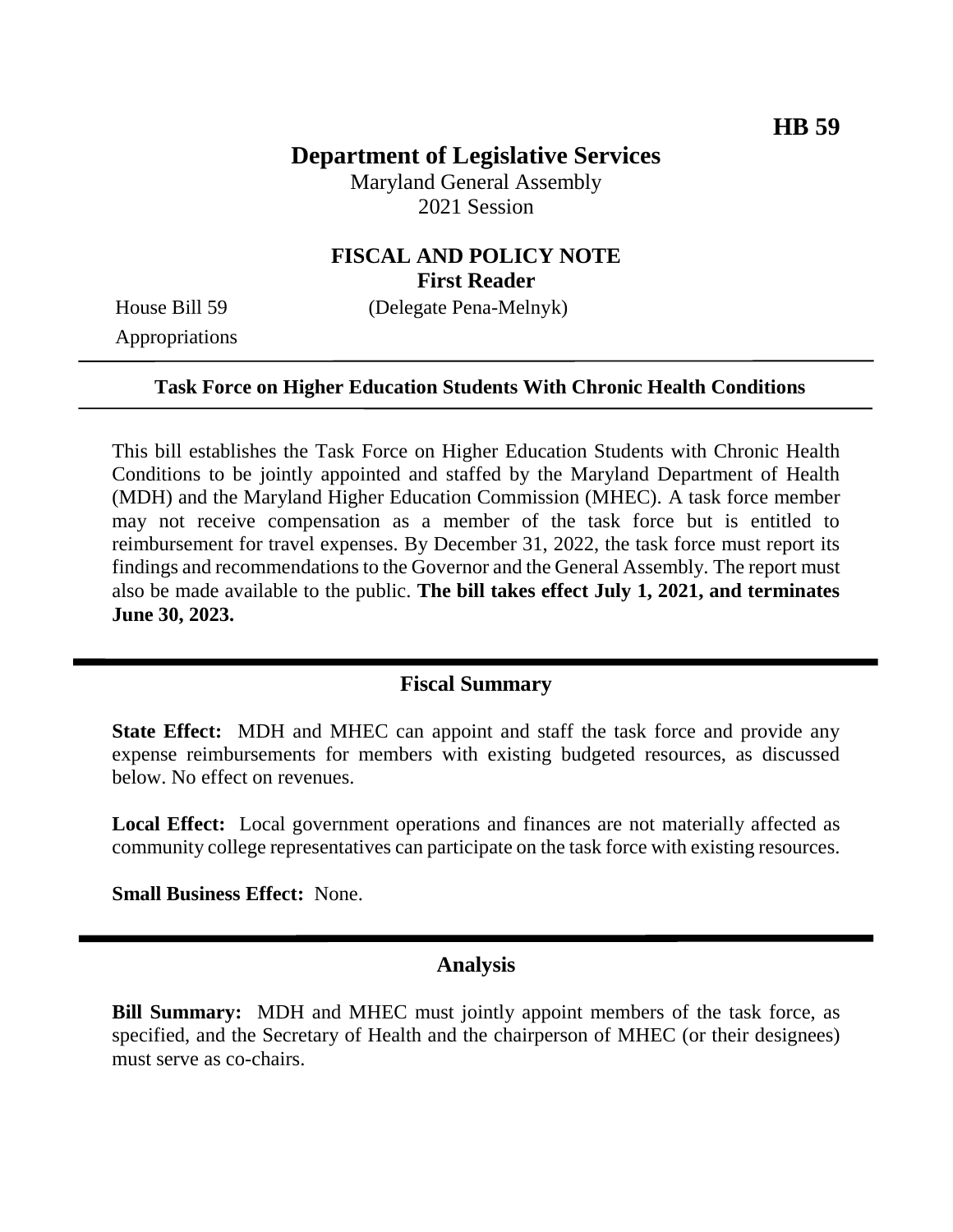HB 59

# Department of Legislative Services

Maryland General Assembly
2021 Session

## FISCAL AND POLICY NOTE
### First Reader

House Bill 59 (Delegate Pena-Melnyk)
Appropriations

---

**Task Force on Higher Education Students With Chronic Health Conditions**

---

This bill establishes the Task Force on Higher Education Students with Chronic Health Conditions to be jointly appointed and staffed by the Maryland Department of Health (MDH) and the Maryland Higher Education Commission (MHEC). A task force member may not receive compensation as a member of the task force but is entitled to reimbursement for travel expenses. By December 31, 2022, the task force must report its findings and recommendations to the Governor and the General Assembly. The report must also be made available to the public. **The bill takes effect July 1, 2021, and terminates June 30, 2023.**

## Fiscal Summary

**State Effect:** MDH and MHEC can appoint and staff the task force and provide any expense reimbursements for members with existing budgeted resources, as discussed below. No effect on revenues.

**Local Effect:** Local government operations and finances are not materially affected as community college representatives can participate on the task force with existing resources.

**Small Business Effect:** None.

## Analysis

**Bill Summary:** MDH and MHEC must jointly appoint members of the task force, as specified, and the Secretary of Health and the chairperson of MHEC (or their designees) must serve as co-chairs.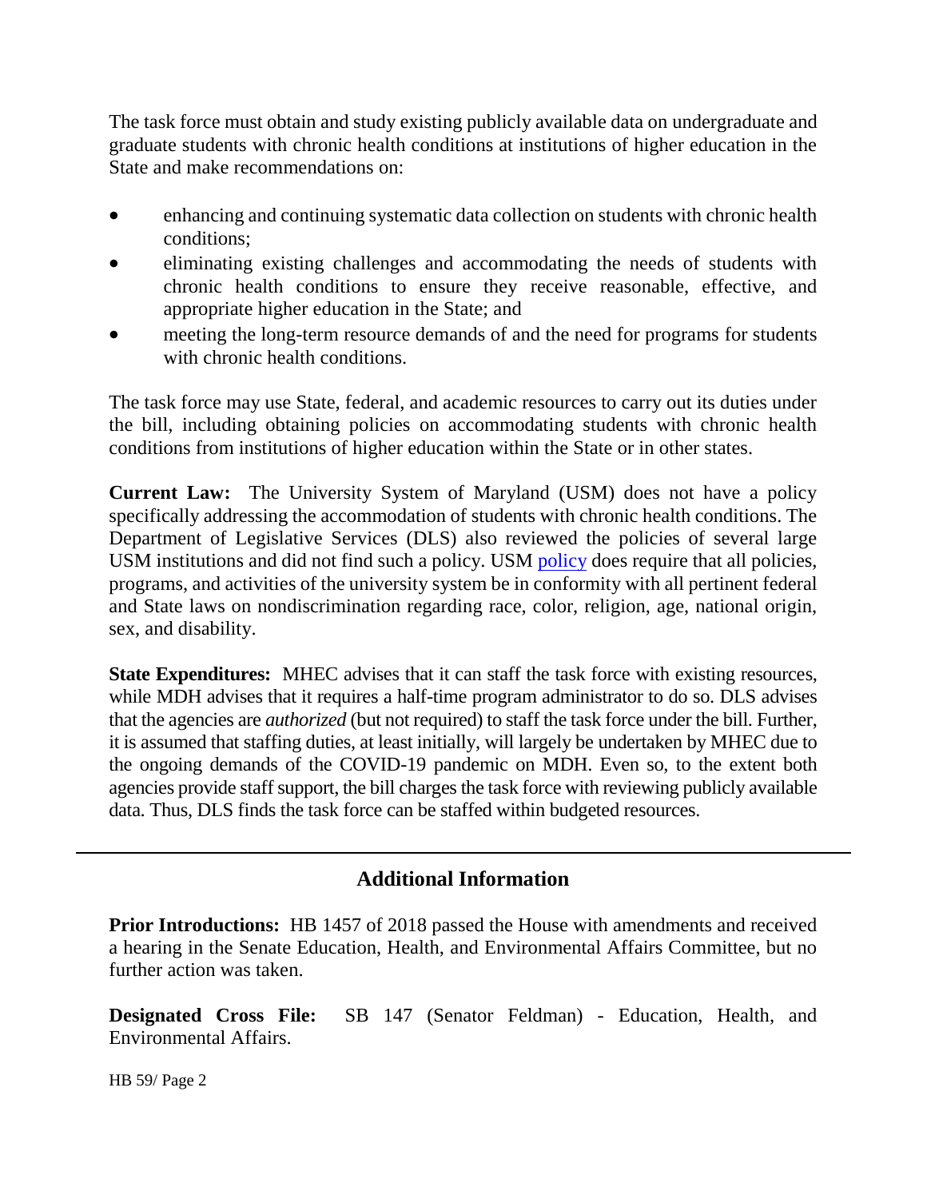The task force must obtain and study existing publicly available data on undergraduate and graduate students with chronic health conditions at institutions of higher education in the State and make recommendations on:

- enhancing and continuing systematic data collection on students with chronic health conditions;
- eliminating existing challenges and accommodating the needs of students with chronic health conditions to ensure they receive reasonable, effective, and appropriate higher education in the State; and
- meeting the long-term resource demands of and the need for programs for students with chronic health conditions.

The task force may use State, federal, and academic resources to carry out its duties under the bill, including obtaining policies on accommodating students with chronic health conditions from institutions of higher education within the State or in other states.

**Current Law:** The University System of Maryland (USM) does not have a policy specifically addressing the accommodation of students with chronic health conditions. The Department of Legislative Services (DLS) also reviewed the policies of several large USM institutions and did not find such a policy. USM policy does require that all policies, programs, and activities of the university system be in conformity with all pertinent federal and State laws on nondiscrimination regarding race, color, religion, age, national origin, sex, and disability.

**State Expenditures:** MHEC advises that it can staff the task force with existing resources, while MDH advises that it requires a half-time program administrator to do so. DLS advises that the agencies are *authorized* (but not required) to staff the task force under the bill. Further, it is assumed that staffing duties, at least initially, will largely be undertaken by MHEC due to the ongoing demands of the COVID-19 pandemic on MDH. Even so, to the extent both agencies provide staff support, the bill charges the task force with reviewing publicly available data. Thus, DLS finds the task force can be staffed within budgeted resources.

---

## Additional Information

**Prior Introductions:** HB 1457 of 2018 passed the House with amendments and received a hearing in the Senate Education, Health, and Environmental Affairs Committee, but no further action was taken.

**Designated Cross File:** SB 147 (Senator Feldman) - Education, Health, and Environmental Affairs.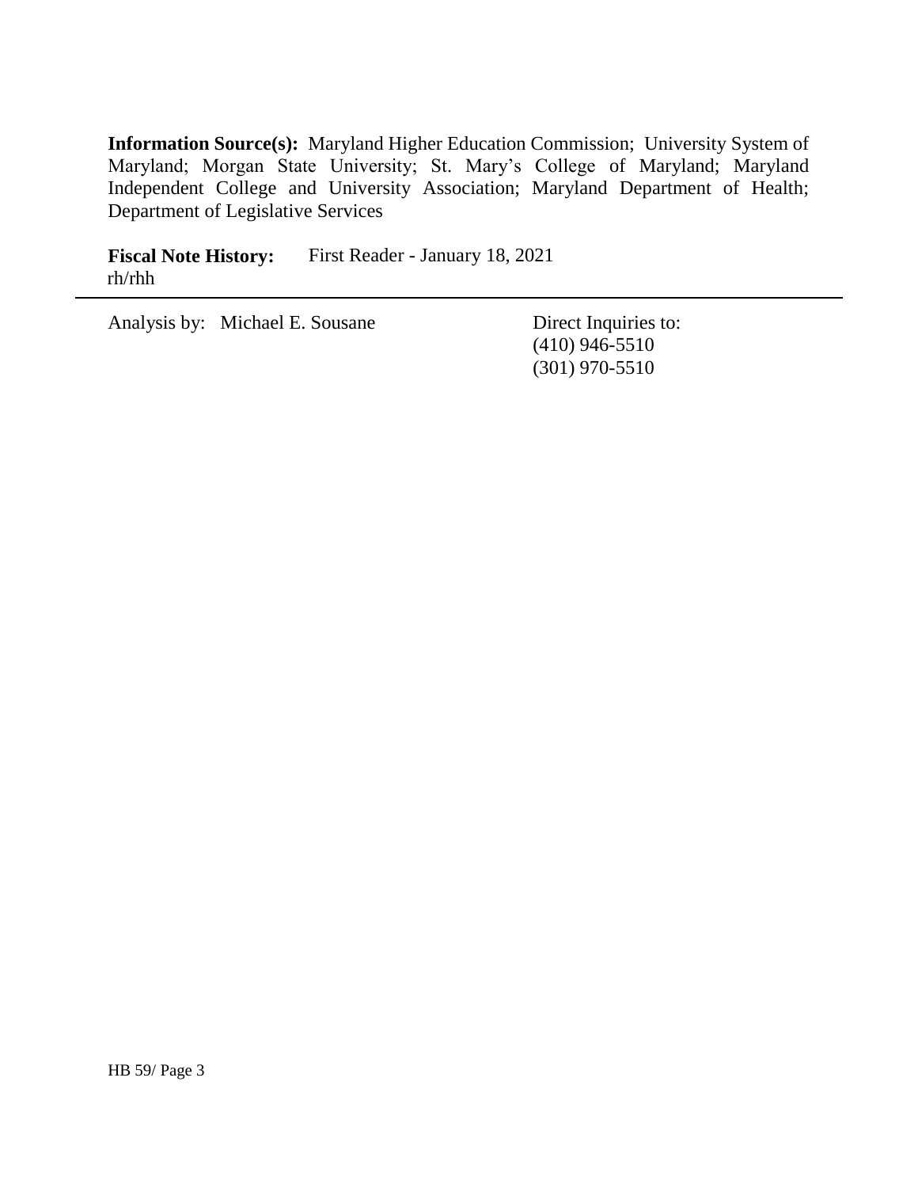**Information Source(s):** Maryland Higher Education Commission; University System of Maryland; Morgan State University; St. Mary's College of Maryland; Maryland Independent College and University Association; Maryland Department of Health; Department of Legislative Services

**Fiscal Note History:** First Reader - January 18, 2021
rh/rhh

---

Analysis by: Michael E. Sousane

Direct Inquiries to:
(410) 946-5510
(301) 970-5510